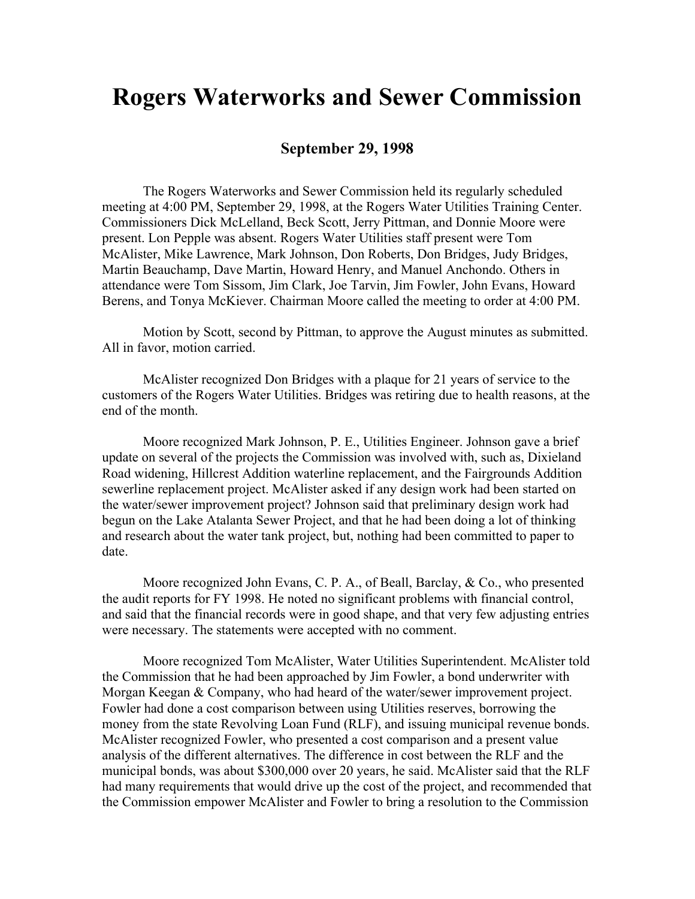# Rogers Waterworks and Sewer Commission

### September 29, 1998

The Rogers Waterworks and Sewer Commission held its regularly scheduled meeting at 4:00 PM, September 29, 1998, at the Rogers Water Utilities Training Center. Commissioners Dick McLelland, Beck Scott, Jerry Pittman, and Donnie Moore were present. Lon Pepple was absent. Rogers Water Utilities staff present were Tom McAlister, Mike Lawrence, Mark Johnson, Don Roberts, Don Bridges, Judy Bridges, Martin Beauchamp, Dave Martin, Howard Henry, and Manuel Anchondo. Others in attendance were Tom Sissom, Jim Clark, Joe Tarvin, Jim Fowler, John Evans, Howard Berens, and Tonya McKiever. Chairman Moore called the meeting to order at 4:00 PM.

Motion by Scott, second by Pittman, to approve the August minutes as submitted. All in favor, motion carried.

McAlister recognized Don Bridges with a plaque for 21 years of service to the customers of the Rogers Water Utilities. Bridges was retiring due to health reasons, at the end of the month.

Moore recognized Mark Johnson, P. E., Utilities Engineer. Johnson gave a brief update on several of the projects the Commission was involved with, such as, Dixieland Road widening, Hillcrest Addition waterline replacement, and the Fairgrounds Addition sewerline replacement project. McAlister asked if any design work had been started on the water/sewer improvement project? Johnson said that preliminary design work had begun on the Lake Atalanta Sewer Project, and that he had been doing a lot of thinking and research about the water tank project, but, nothing had been committed to paper to date.

Moore recognized John Evans, C. P. A., of Beall, Barclay, & Co., who presented the audit reports for FY 1998. He noted no significant problems with financial control, and said that the financial records were in good shape, and that very few adjusting entries were necessary. The statements were accepted with no comment.

Moore recognized Tom McAlister, Water Utilities Superintendent. McAlister told the Commission that he had been approached by Jim Fowler, a bond underwriter with Morgan Keegan & Company, who had heard of the water/sewer improvement project. Fowler had done a cost comparison between using Utilities reserves, borrowing the money from the state Revolving Loan Fund (RLF), and issuing municipal revenue bonds. McAlister recognized Fowler, who presented a cost comparison and a present value analysis of the different alternatives. The difference in cost between the RLF and the municipal bonds, was about $300,000 over 20 years, he said. McAlister said that the RLF had many requirements that would drive up the cost of the project, and recommended that the Commission empower McAlister and Fowler to bring a resolution to the Commission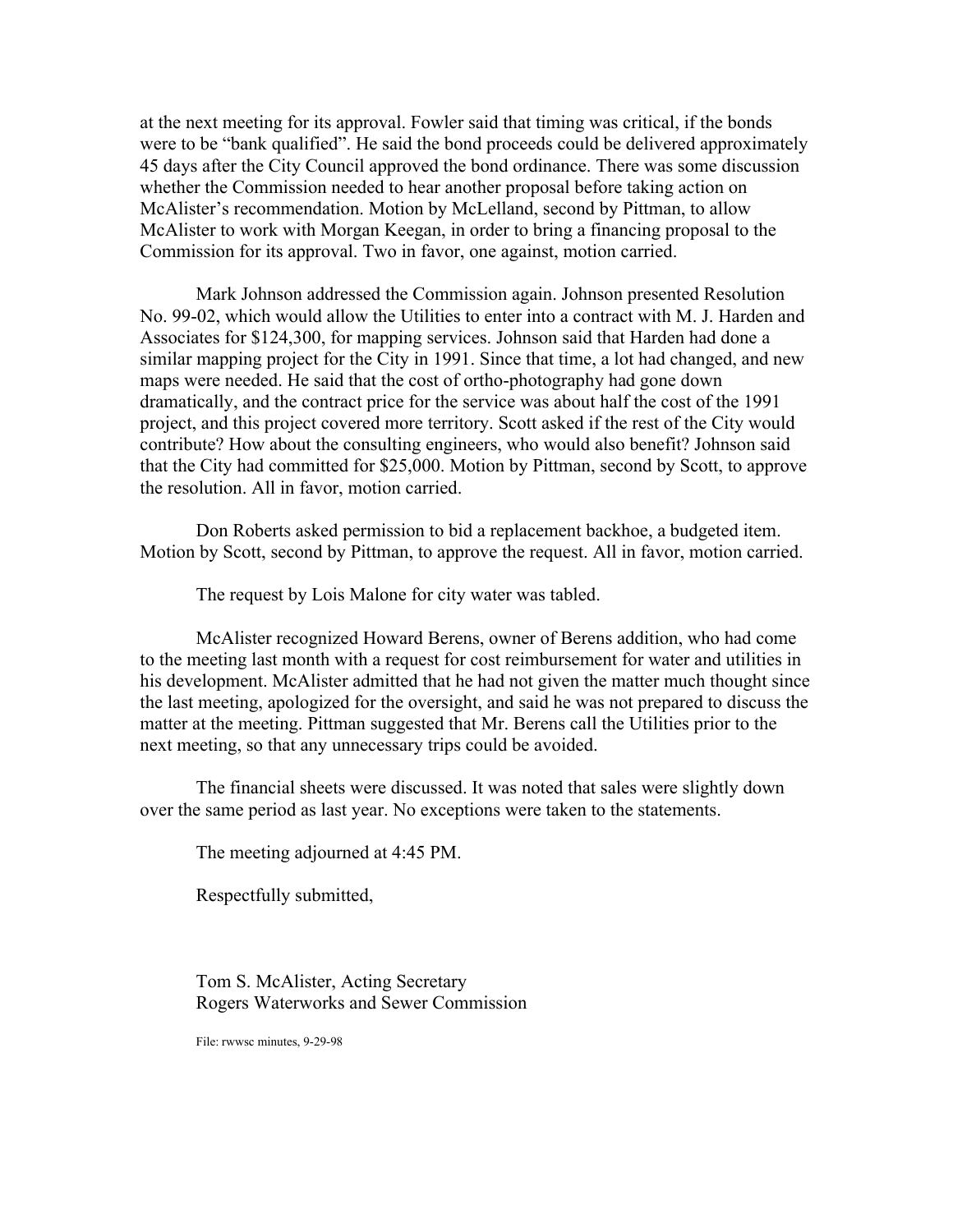at the next meeting for its approval. Fowler said that timing was critical, if the bonds were to be "bank qualified". He said the bond proceeds could be delivered approximately 45 days after the City Council approved the bond ordinance. There was some discussion whether the Commission needed to hear another proposal before taking action on McAlister's recommendation. Motion by McLelland, second by Pittman, to allow McAlister to work with Morgan Keegan, in order to bring a financing proposal to the Commission for its approval. Two in favor, one against, motion carried.

Mark Johnson addressed the Commission again. Johnson presented Resolution No. 99-02, which would allow the Utilities to enter into a contract with M. J. Harden and Associates for $124,300, for mapping services. Johnson said that Harden had done a similar mapping project for the City in 1991. Since that time, a lot had changed, and new maps were needed. He said that the cost of ortho-photography had gone down dramatically, and the contract price for the service was about half the cost of the 1991 project, and this project covered more territory. Scott asked if the rest of the City would contribute? How about the consulting engineers, who would also benefit? Johnson said that the City had committed for $25,000. Motion by Pittman, second by Scott, to approve the resolution. All in favor, motion carried.

Don Roberts asked permission to bid a replacement backhoe, a budgeted item. Motion by Scott, second by Pittman, to approve the request. All in favor, motion carried.

The request by Lois Malone for city water was tabled.

McAlister recognized Howard Berens, owner of Berens addition, who had come to the meeting last month with a request for cost reimbursement for water and utilities in his development. McAlister admitted that he had not given the matter much thought since the last meeting, apologized for the oversight, and said he was not prepared to discuss the matter at the meeting. Pittman suggested that Mr. Berens call the Utilities prior to the next meeting, so that any unnecessary trips could be avoided.

The financial sheets were discussed. It was noted that sales were slightly down over the same period as last year. No exceptions were taken to the statements.

The meeting adjourned at 4:45 PM.

Respectfully submitted,

Tom S. McAlister, Acting Secretary
Rogers Waterworks and Sewer Commission

File: rwwsc minutes, 9-29-98